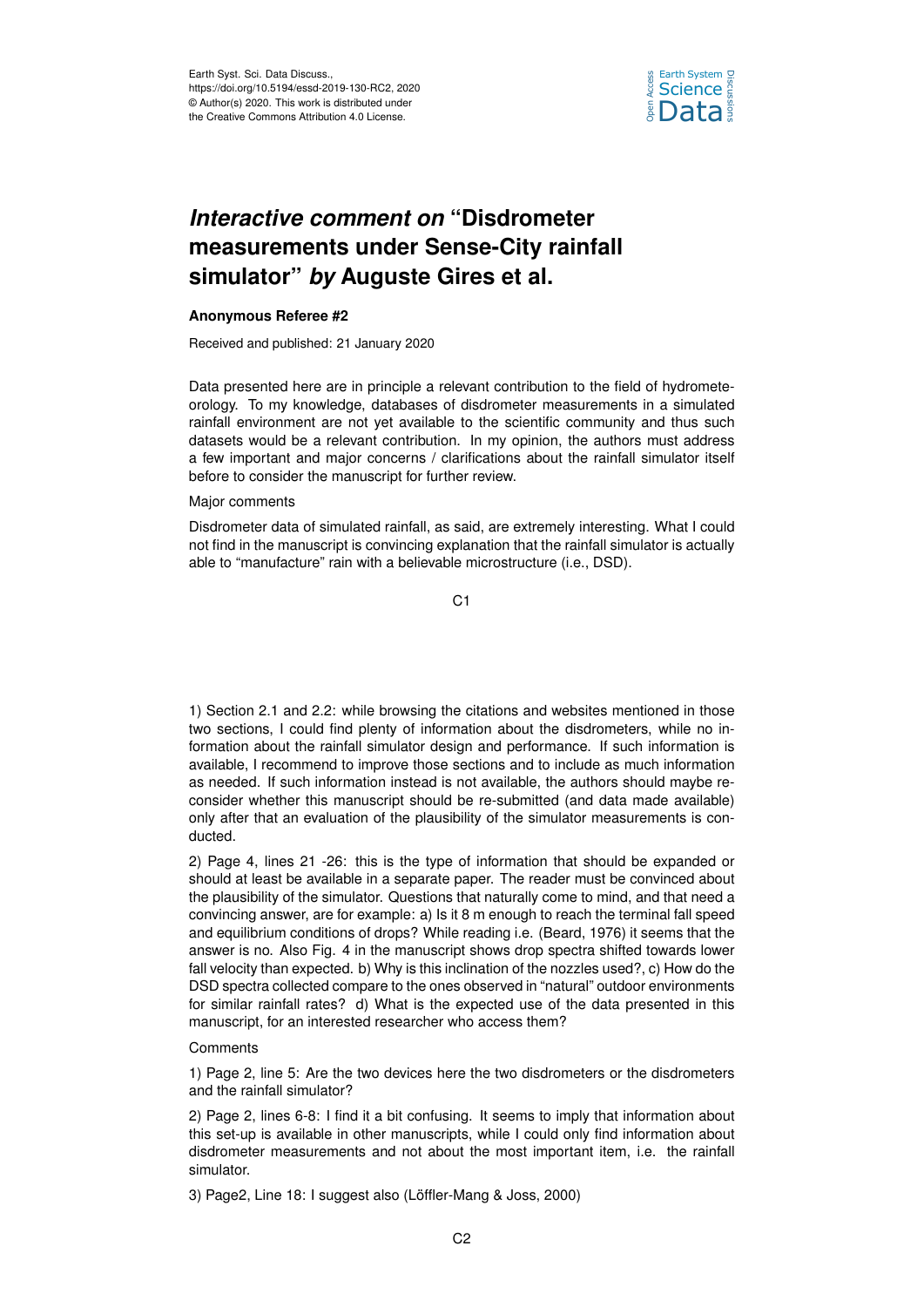# *Interactive comment on* "Disdrometer measurements under Sense-City rainfall simulator" *by* Auguste Gires et al.

**Anonymous Referee #2**

Received and published: 21 January 2020

Data presented here are in principle a relevant contribution to the field of hydrometeorology. To my knowledge, databases of disdrometer measurements in a simulated rainfall environment are not yet available to the scientific community and thus such datasets would be a relevant contribution. In my opinion, the authors must address a few important and major concerns / clarifications about the rainfall simulator itself before to consider the manuscript for further review.

Major comments

Disdrometer data of simulated rainfall, as said, are extremely interesting. What I could not find in the manuscript is convincing explanation that the rainfall simulator is actually able to "manufacture" rain with a believable microstructure (i.e., DSD).

1) Section 2.1 and 2.2: while browsing the citations and websites mentioned in those two sections, I could find plenty of information about the disdrometers, while no information about the rainfall simulator design and performance. If such information is available, I recommend to improve those sections and to include as much information as needed. If such information instead is not available, the authors should maybe reconsider whether this manuscript should be re-submitted (and data made available) only after that an evaluation of the plausibility of the simulator measurements is conducted.

2) Page 4, lines 21 -26: this is the type of information that should be expanded or should at least be available in a separate paper. The reader must be convinced about the plausibility of the simulator. Questions that naturally come to mind, and that need a convincing answer, are for example: a) Is it 8 m enough to reach the terminal fall speed and equilibrium conditions of drops? While reading i.e. (Beard, 1976) it seems that the answer is no. Also Fig. 4 in the manuscript shows drop spectra shifted towards lower fall velocity than expected. b) Why is this inclination of the nozzles used?, c) How do the DSD spectra collected compare to the ones observed in "natural" outdoor environments for similar rainfall rates? d) What is the expected use of the data presented in this manuscript, for an interested researcher who access them?

Comments

1) Page 2, line 5: Are the two devices here the two disdrometers or the disdrometers and the rainfall simulator?

2) Page 2, lines 6-8: I find it a bit confusing. It seems to imply that information about this set-up is available in other manuscripts, while I could only find information about disdrometer measurements and not about the most important item, i.e. the rainfall simulator.

3) Page2, Line 18: I suggest also (Löffler-Mang & Joss, 2000)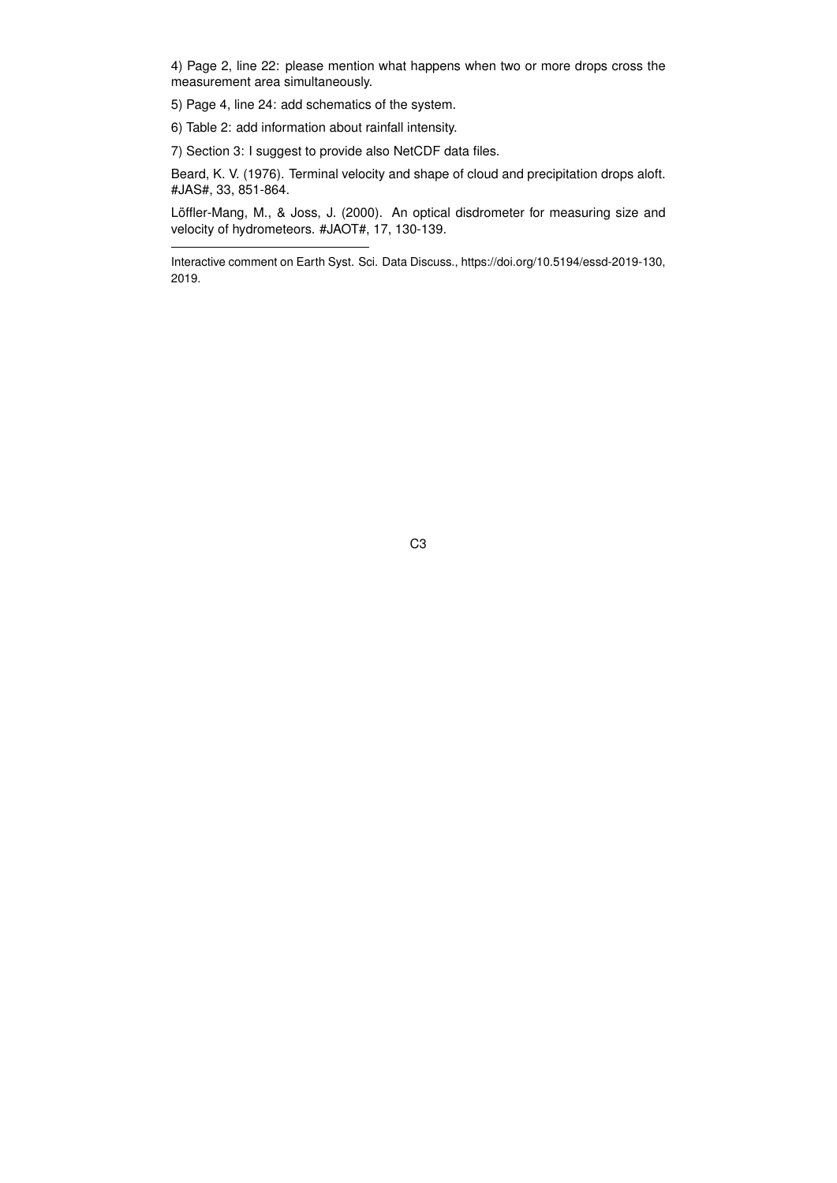4) Page 2, line 22: please mention what happens when two or more drops cross the measurement area simultaneously.

5) Page 4, line 24: add schematics of the system.

6) Table 2: add information about rainfall intensity.

7) Section 3: I suggest to provide also NetCDF data files.

Beard, K. V. (1976). Terminal velocity and shape of cloud and precipitation drops aloft. #JAS#, 33, 851-864.

Löffler-Mang, M., & Joss, J. (2000). An optical disdrometer for measuring size and velocity of hydrometeors. #JAOT#, 17, 130-139.

---

Interactive comment on Earth Syst. Sci. Data Discuss., https://doi.org/10.5194/essd-2019-130, 2019.